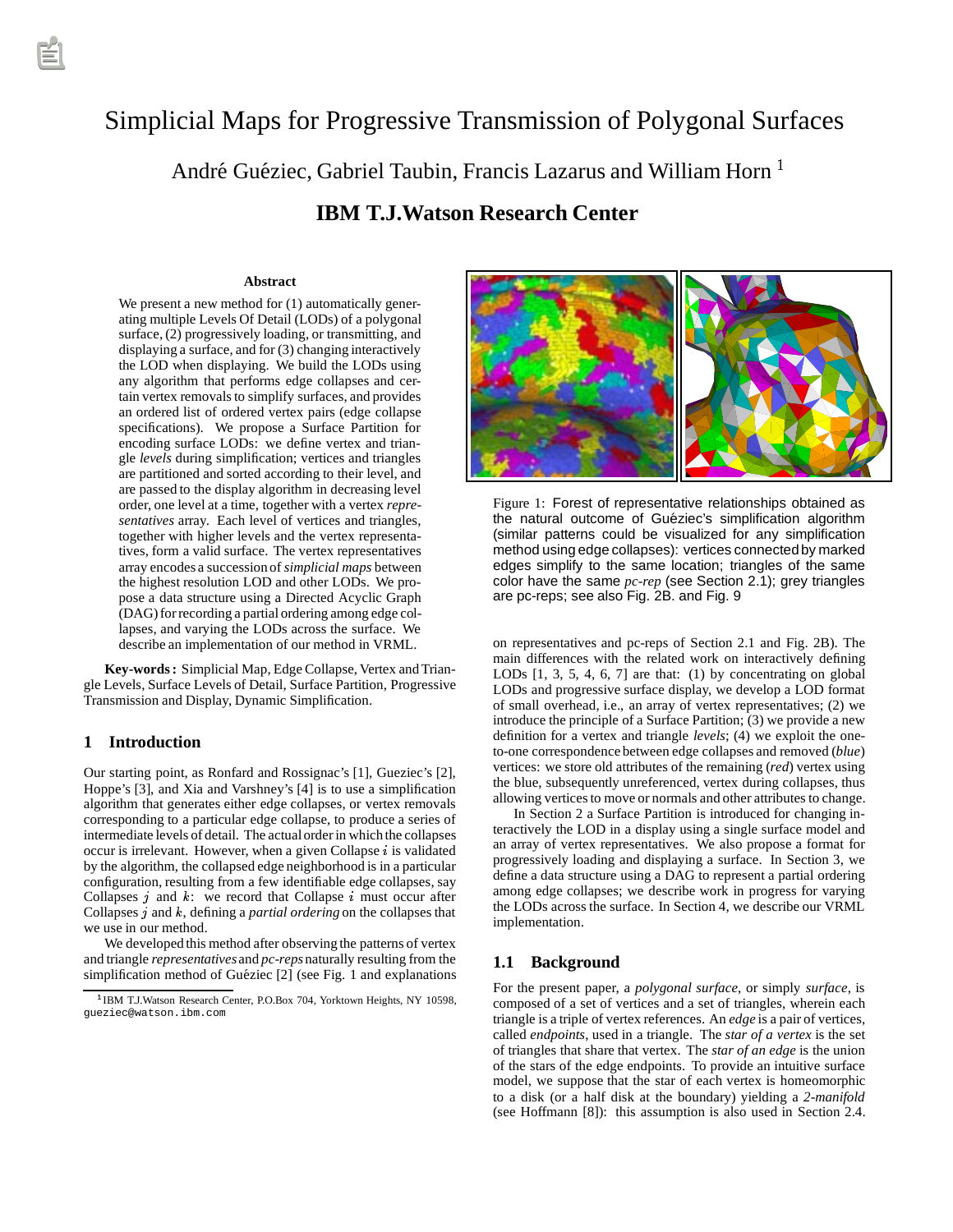# Simplicial Maps for Progressive Transmission of Polygonal Surfaces

André Guéziec, Gabriel Taubin, Francis Lazarus and William Horn [1]

## IBM T.J.Watson Research Center

### Abstract

We present a new method for (1) automatically generating multiple Levels Of Detail (LODs) of a polygonal surface, (2) progressively loading, or transmitting, and displaying a surface, and for (3) changing interactively the LOD when displaying. We build the LODs using any algorithm that performs edge collapses and certain vertex removals to simplify surfaces, and provides an ordered list of ordered vertex pairs (edge collapse specifications). We propose a Surface Partition for encoding surface LODs: we define vertex and triangle *levels* during simplification; vertices and triangles are partitioned and sorted according to their level, and are passed to the display algorithm in decreasing level order, one level at a time, together with a vertex *representatives* array. Each level of vertices and triangles, together with higher levels and the vertex representatives, form a valid surface. The vertex representatives array encodes a succession of *simplicial maps* between the highest resolution LOD and other LODs. We propose a data structure using a Directed Acyclic Graph (DAG) for recording a partial ordering among edge collapses, and varying the LODs across the surface. We describe an implementation of our method in VRML.

**Key-words:** Simplicial Map, Edge Collapse, Vertex and Triangle Levels, Surface Levels of Detail, Surface Partition, Progressive Transmission and Display, Dynamic Simplification.

## 1 Introduction

Our starting point, as Ronfard and Rossignac's [1], Gueziec's [2], Hoppe's [3], and Xia and Varshney's [4] is to use a simplification algorithm that generates either edge collapses, or vertex removals corresponding to a particular edge collapse, to produce a series of intermediate levels of detail. The actual order in which the collapses occur is irrelevant. However, when a given Collapse $i$ is validated by the algorithm, the collapsed edge neighborhood is in a particular configuration, resulting from a few identifiable edge collapses, say Collapses $j$ and $k$: we record that Collapse $i$ must occur after Collapses $j$ and $k$, defining a *partial ordering* on the collapses that we use in our method.

We developed this method after observing the patterns of vertex and triangle *representatives* and *pc-reps* naturally resulting from the simplification method of Guéziec [2] (see Fig. 1 and explanations on representatives and pc-reps of Section 2.1 and Fig. 2B). The main differences with the related work on interactively defining LODs [1, 3, 5, 4, 6, 7] are that: (1) by concentrating on global LODs and progressive surface display, we develop a LOD format of small overhead, i.e., an array of vertex representatives; (2) we introduce the principle of a Surface Partition; (3) we provide a new definition for a vertex and triangle *levels*; (4) we exploit the one-to-one correspondence between edge collapses and removed (*blue*) vertices: we store old attributes of the remaining (*red*) vertex using the blue, subsequently unreferenced, vertex during collapses, thus allowing vertices to move or normals and other attributes to change.

Figure 1: Forest of representative relationships obtained as the natural outcome of Guéziec's simplification algorithm (similar patterns could be visualized for any simplification method using edge collapses): vertices connected by marked edges simplify to the same location; triangles of the same color have the same *pc-rep* (see Section 2.1); grey triangles are pc-reps; see also Fig. 2B. and Fig. 9

In Section 2 a Surface Partition is introduced for changing interactively the LOD in a display using a single surface model and an array of vertex representatives. We also propose a format for progressively loading and displaying a surface. In Section 3, we define a data structure using a DAG to represent a partial ordering among edge collapses; we describe work in progress for varying the LODs across the surface. In Section 4, we describe our VRML implementation.

### 1.1 Background

For the present paper, a *polygonal surface*, or simply *surface*, is composed of a set of vertices and a set of triangles, wherein each triangle is a triple of vertex references. An *edge* is a pair of vertices, called *endpoints*, used in a triangle. The *star of a vertex* is the set of triangles that share that vertex. The *star of an edge* is the union of the stars of the edge endpoints. To provide an intuitive surface model, we suppose that the star of each vertex is homeomorphic to a disk (or a half disk at the boundary) yielding a *2-manifold* (see Hoffmann [8]): this assumption is also used in Section 2.4.

[1] IBM T.J.Watson Research Center, P.O.Box 704, Yorktown Heights, NY 10598, gueziec@watson.ibm.com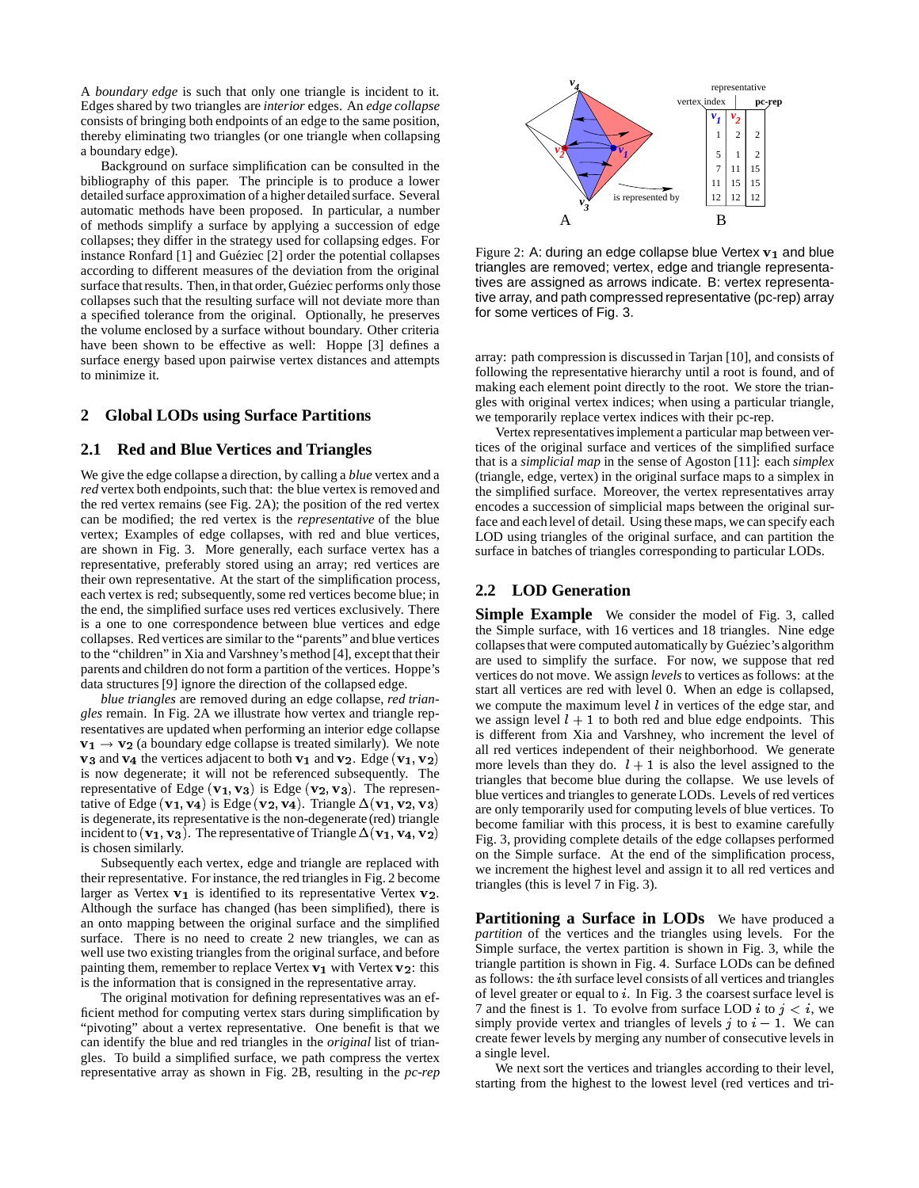A *boundary edge* is such that only one triangle is incident to it. Edges shared by two triangles are *interior* edges. An *edge collapse* consists of bringing both endpoints of an edge to the same position, thereby eliminating two triangles (or one triangle when collapsing a boundary edge).

Background on surface simplification can be consulted in the bibliography of this paper. The principle is to produce a lower detailed surface approximation of a higher detailed surface. Several automatic methods have been proposed. In particular, a number of methods simplify a surface by applying a succession of edge collapses; they differ in the strategy used for collapsing edges. For instance Ronfard [1] and Guéziec [2] order the potential collapses according to different measures of the deviation from the original surface that results. Then, in that order, Guéziec performs only those collapses such that the resulting surface will not deviate more than a specified tolerance from the original. Optionally, he preserves the volume enclosed by a surface without boundary. Other criteria have been shown to be effective as well: Hoppe [3] defines a surface energy based upon pairwise vertex distances and attempts to minimize it.

## 2 Global LODs using Surface Partitions

### 2.1 Red and Blue Vertices and Triangles

We give the edge collapse a direction, by calling a *blue* vertex and a *red* vertex both endpoints, such that: the blue vertex is removed and the red vertex remains (see Fig. 2A); the position of the red vertex can be modified; the red vertex is the *representative* of the blue vertex; Examples of edge collapses, with red and blue vertices, are shown in Fig. 3. More generally, each surface vertex has a representative, preferably stored using an array; red vertices are their own representative. At the start of the simplification process, each vertex is red; subsequently, some red vertices become blue; in the end, the simplified surface uses red vertices exclusively. There is a one to one correspondence between blue vertices and edge collapses. Red vertices are similar to the "parents" and blue vertices to the "children" in Xia and Varshney's method [4], except that their parents and children do not form a partition of the vertices. Hoppe's data structures [9] ignore the direction of the collapsed edge.

*blue triangles* are removed during an edge collapse, *red triangles* remain. In Fig. 2A we illustrate how vertex and triangle representatives are updated when performing an interior edge collapse $\mathbf{v_1} \rightarrow \mathbf{v_2}$ (a boundary edge collapse is treated similarly). We note $\mathbf{v_3}$ and $\mathbf{v_4}$ the vertices adjacent to both $\mathbf{v_1}$ and $\mathbf{v_2}$. Edge $(\mathbf{v_1}, \mathbf{v_2})$ is now degenerate; it will not be referenced subsequently. The representative of Edge $(\mathbf{v_1}, \mathbf{v_3})$ is Edge $(\mathbf{v_2}, \mathbf{v_3})$. The representative of Edge $(\mathbf{v_1}, \mathbf{v_4})$ is Edge $(\mathbf{v_2}, \mathbf{v_4})$. Triangle $\Delta(\mathbf{v_1}, \mathbf{v_2}, \mathbf{v_3})$ is degenerate, its representative is the non-degenerate (red) triangle incident to $(\mathbf{v_1}, \mathbf{v_3})$. The representative of Triangle $\Delta(\mathbf{v_1}, \mathbf{v_4}, \mathbf{v_2})$ is chosen similarly.

Subsequently each vertex, edge and triangle are replaced with their representative. For instance, the red triangles in Fig. 2 become larger as Vertex $\mathbf{v_1}$ is identified to its representative Vertex $\mathbf{v_2}$. Although the surface has changed (has been simplified), there is an onto mapping between the original surface and the simplified surface. There is no need to create 2 new triangles, we can as well use two existing triangles from the original surface, and before painting them, remember to replace Vertex $\mathbf{v_1}$ with Vertex $\mathbf{v_2}$: this is the information that is consigned in the representative array.

The original motivation for defining representatives was an efficient method for computing vertex stars during simplification by "pivoting" about a vertex representative. One benefit is that we can identify the blue and red triangles in the *original* list of triangles. To build a simplified surface, we path compress the vertex representative array as shown in Fig. 2B, resulting in the *pc-rep* array: path compression is discussed in Tarjan [10], and consists of following the representative hierarchy until a root is found, and of making each element point directly to the root. We store the triangles with original vertex indices; when using a particular triangle, we temporarily replace vertex indices with their pc-rep.

| vertex index | representative | pc-rep |
|---|---|---|
| $v_1$ | $v_2$ | |
| 1 | 2 | 2 |
| 5 | 1 | 2 |
| 7 | 11 | 15 |
| 11 | 15 | 15 |
| 12 | 12 | 12 |

Figure 2: A: during an edge collapse blue Vertex $\mathbf{v_1}$ and blue triangles are removed; vertex, edge and triangle representatives are assigned as arrows indicate. B: vertex representative array, and path compressed representative (pc-rep) array for some vertices of Fig. 3.

Vertex representatives implement a particular map between vertices of the original surface and vertices of the simplified surface that is a *simplicial map* in the sense of Agoston [11]: each *simplex* (triangle, edge, vertex) in the original surface maps to a simplex in the simplified surface. Moreover, the vertex representatives array encodes a succession of simplicial maps between the original surface and each level of detail. Using these maps, we can specify each LOD using triangles of the original surface, and can partition the surface in batches of triangles corresponding to particular LODs.

### 2.2 LOD Generation

**Simple Example** We consider the model of Fig. 3, called the Simple surface, with 16 vertices and 18 triangles. Nine edge collapses that were computed automatically by Guéziec's algorithm are used to simplify the surface. For now, we suppose that red vertices do not move. We assign *levels* to vertices as follows: at the start all vertices are red with level 0. When an edge is collapsed, we compute the maximum level $l$ in vertices of the edge star, and we assign level $l+1$ to both red and blue edge endpoints. This is different from Xia and Varshney, who increment the level of all red vertices independent of their neighborhood. We generate more levels than they do. $l+1$ is also the level assigned to the triangles that become blue during the collapse. We use levels of blue vertices and triangles to generate LODs. Levels of red vertices are only temporarily used for computing levels of blue vertices. To become familiar with this process, it is best to examine carefully Fig. 3, providing complete details of the edge collapses performed on the Simple surface. At the end of the simplification process, we increment the highest level and assign it to all red vertices and triangles (this is level 7 in Fig. 3).

**Partitioning a Surface in LODs** We have produced a *partition* of the vertices and the triangles using levels. For the Simple surface, the vertex partition is shown in Fig. 3, while the triangle partition is shown in Fig. 4. Surface LODs can be defined as follows: the $i$th surface level consists of all vertices and triangles of level greater or equal to $i$. In Fig. 3 the coarsest surface level is 7 and the finest is 1. To evolve from surface LOD $i$ to $j < i$, we simply provide vertex and triangles of levels $j$ to $i-1$. We can create fewer levels by merging any number of consecutive levels in a single level.

We next sort the vertices and triangles according to their level, starting from the highest to the lowest level (red vertices and tri-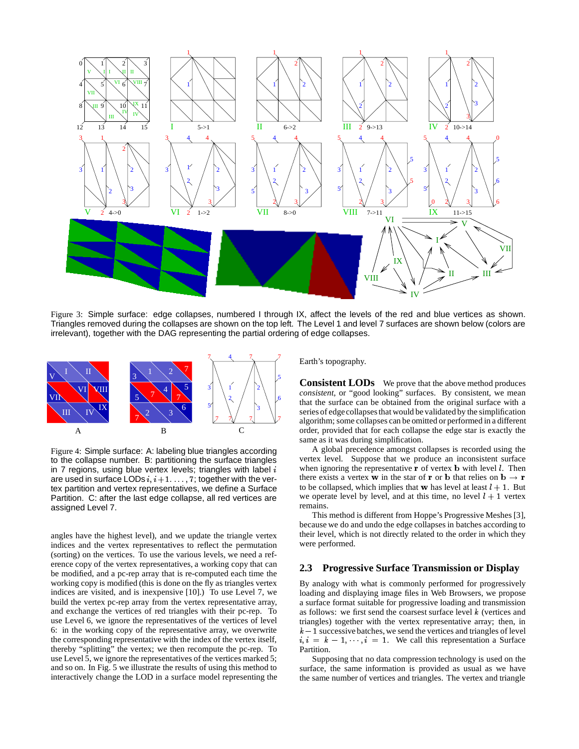Figure 3: Simple surface: edge collapses, numbered I through IX, affect the levels of the red and blue vertices as shown. Triangles removed during the collapses are shown on the top left. The Level 1 and level 7 surfaces are shown below (colors are irrelevant), together with the DAG representing the partial ordering of edge collapses.

Figure 4: Simple surface: A: labeling blue triangles according to the collapse number. B: partitioning the surface triangles in 7 regions, using blue vertex levels; triangles with label $i$ are used in surface LODs $i, i+1, \ldots, 7$; together with the vertex partition and vertex representatives, we define a Surface Partition. C: after the last edge collapse, all red vertices are assigned Level 7.

angles have the highest level), and we update the triangle vertex indices and the vertex representatives to reflect the permutation (sorting) on the vertices. To use the various levels, we need a reference copy of the vertex representatives, a working copy that can be modified, and a pc-rep array that is re-computed each time the working copy is modified (this is done on the fly as triangles vertex indices are visited, and is inexpensive [10].) To use Level 7, we build the vertex pc-rep array from the vertex representative array, and exchange the vertices of red triangles with their pc-rep. To use Level 6, we ignore the representatives of the vertices of level 6: in the working copy of the representative array, we overwrite the corresponding representative with the index of the vertex itself, thereby "splitting" the vertex; we then recompute the pc-rep. To use Level 5, we ignore the representatives of the vertices marked 5; and so on. In Fig. 5 we illustrate the results of using this method to interactively change the LOD in a surface model representing the Earth's topography.

**Consistent LODs** We prove that the above method produces *consistent*, or "good looking" surfaces. By consistent, we mean that the surface can be obtained from the original surface with a series of edge collapses that would be validated by the simplification algorithm; some collapses can be omitted or performed in a different order, provided that for each collapse the edge star is exactly the same as it was during simplification.

A global precedence amongst collapses is recorded using the vertex level. Suppose that we produce an inconsistent surface when ignoring the representative $\mathbf{r}$ of vertex $\mathbf{b}$ with level $l$. Then there exists a vertex $\mathbf{w}$ in the star of $\mathbf{r}$ or $\mathbf{b}$ that relies on $\mathbf{b} \to \mathbf{r}$ to be collapsed, which implies that $\mathbf{w}$ has level at least $l+1$. But we operate level by level, and at this time, no level $l+1$ vertex remains.

This method is different from Hoppe's Progressive Meshes [3], because we do and undo the edge collapses in batches according to their level, which is not directly related to the order in which they were performed.

## 2.3 Progressive Surface Transmission or Display

By analogy with what is commonly performed for progressively loading and displaying image files in Web Browsers, we propose a surface format suitable for progressive loading and transmission as follows: we first send the coarsest surface level $k$ (vertices and triangles) together with the vertex representative array; then, in $k-1$ successive batches, we send the vertices and triangles of level $i, i = k-1, \cdots, i = 1$. We call this representation a Surface Partition.

Supposing that no data compression technology is used on the surface, the same information is provided as usual as we have the same number of vertices and triangles. The vertex and triangle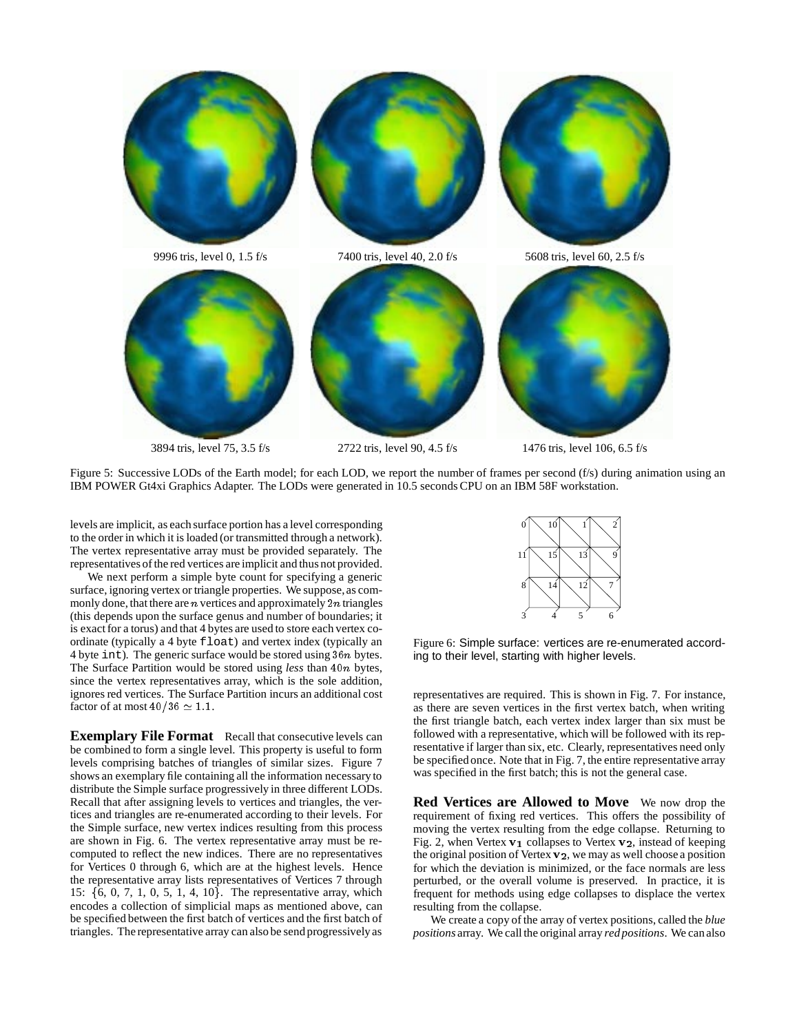9996 tris, level 0, 1.5 f/s — 7400 tris, level 40, 2.0 f/s — 5608 tris, level 60, 2.5 f/s

3894 tris, level 75, 3.5 f/s — 2722 tris, level 90, 4.5 f/s — 1476 tris, level 106, 6.5 f/s

Figure 5: Successive LODs of the Earth model; for each LOD, we report the number of frames per second (f/s) during animation using an IBM POWER Gt4xi Graphics Adapter. The LODs were generated in 10.5 seconds CPU on an IBM 58F workstation.

levels are implicit, as each surface portion has a level corresponding to the order in which it is loaded (or transmitted through a network). The vertex representative array must be provided separately. The representatives of the red vertices are implicit and thus not provided.

We next perform a simple byte count for specifying a generic surface, ignoring vertex or triangle properties. We suppose, as commonly done, that there are $n$ vertices and approximately $2n$ triangles (this depends upon the surface genus and number of boundaries; it is exact for a torus) and that 4 bytes are used to store each vertex coordinate (typically a 4 byte `float`) and vertex index (typically an 4 byte `int`). The generic surface would be stored using $36n$ bytes. The Surface Partition would be stored using *less* than $40n$ bytes, since the vertex representatives array, which is the sole addition, ignores red vertices. The Surface Partition incurs an additional cost factor of at most $40/36 \simeq 1.1$.

**Exemplary File Format** Recall that consecutive levels can be combined to form a single level. This property is useful to form levels comprising batches of triangles of similar sizes. Figure 7 shows an exemplary file containing all the information necessary to distribute the Simple surface progressively in three different LODs. Recall that after assigning levels to vertices and triangles, the vertices and triangles are re-enumerated according to their levels. For the Simple surface, new vertex indices resulting from this process are shown in Fig. 6. The vertex representative array must be recomputed to reflect the new indices. There are no representatives for Vertices 0 through 6, which are at the highest levels. Hence the representative array lists representatives of Vertices 7 through 15: $\{6, 0, 7, 1, 0, 5, 1, 4, 10\}$. The representative array, which encodes a collection of simplicial maps as mentioned above, can be specified between the first batch of vertices and the first batch of triangles. The representative array can also be send progressively as representatives are required. This is shown in Fig. 7. For instance, as there are seven vertices in the first vertex batch, when writing the first triangle batch, each vertex index larger than six must be followed with a representative, which will be followed with its representative if larger than six, etc. Clearly, representatives need only be specified once. Note that in Fig. 7, the entire representative array was specified in the first batch; this is not the general case.

Figure 6: Simple surface: vertices are re-enumerated according to their level, starting with higher levels.

**Red Vertices are Allowed to Move** We now drop the requirement of fixing red vertices. This offers the possibility of moving the vertex resulting from the edge collapse. Returning to Fig. 2, when Vertex $\mathbf{v_1}$ collapses to Vertex $\mathbf{v_2}$, instead of keeping the original position of Vertex $\mathbf{v_2}$, we may as well choose a position for which the deviation is minimized, or the face normals are less perturbed, or the overall volume is preserved. In practice, it is frequent for methods using edge collapses to displace the vertex resulting from the collapse.

We create a copy of the array of vertex positions, called the *blue positions* array. We call the original array *red positions*. We can also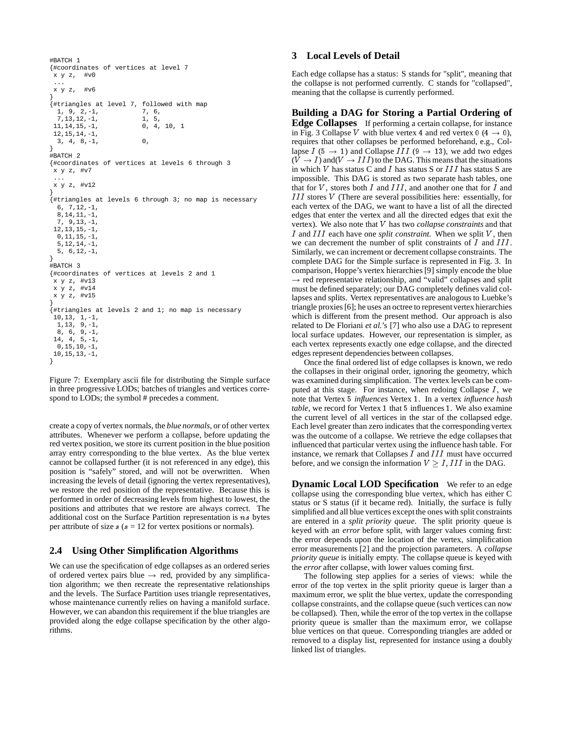```
#BATCH 1
{#coordinates of vertices at level 7
 x y z,  #v0
 ...
 x y z,  #v6
}
{#triangles at level 7, followed with map
  1, 9, 2,-1,           7, 6,
  7,13,12,-1,           1, 5,
 11,14,15,-1,           0, 4, 10, 1
 12,15,14,-1,
  3, 4, 8,-1,           0,
}
#BATCH 2
{#coordinates of vertices at levels 6 through 3
 x y z, #v7
 ...
 x y z, #v12
}
{#triangles at levels 6 through 3; no map is necessary
  6, 7,12,-1,
  8,14,11,-1,
  7, 9,13,-1,
 12,13,15,-1,
  0,11,15,-1,
  5,12,14,-1,
  5, 6,12,-1,
}
#BATCH 3
{#coordinates of vertices at levels 2 and 1
 x y z, #v13
 x y z, #v14
 x y z, #v15
}
{#triangles at levels 2 and 1; no map is necessary
 10,13, 1,-1,
  1,13, 9,-1,
  8, 6, 9,-1,
 14, 4, 5,-1,
  0,15,10,-1,
 10,15,13,-1,
}
```

Figure 7: Exemplary ascii file for distributing the Simple surface in three progressive LODs; batches of triangles and vertices correspond to LODs; the symbol # precedes a comment.

create a copy of vertex normals, the *blue normals*, or of other vertex attributes. Whenever we perform a collapse, before updating the red vertex position, we store its current position in the blue position array entry corresponding to the blue vertex. As the blue vertex cannot be collapsed further (it is not referenced in any edge), this position is "safely" stored, and will not be overwritten. When increasing the levels of detail (ignoring the vertex representatives), we restore the red position of the representative. Because this is performed in order of decreasing levels from highest to lowest, the positions and attributes that we restore are always correct. The additional cost on the Surface Partition representation is $ns$ bytes per attribute of size $s$ ($s$ = 12 for vertex positions or normals).

## 2.4 Using Other Simplification Algorithms

We can use the specification of edge collapses as an ordered series of ordered vertex pairs blue $\rightarrow$ red, provided by any simplification algorithm; we then recreate the representative relationships and the levels. The Surface Partition uses triangle representatives, whose maintenance currently relies on having a manifold surface. However, we can abandon this requirement if the blue triangles are provided along the edge collapse specification by the other algorithms.

# 3 Local Levels of Detail

Each edge collapse has a status: S stands for "split", meaning that the collapse is not performed currently. C stands for "collapsed", meaning that the collapse is currently performed.

**Building a DAG for Storing a Partial Ordering of Edge Collapses** If performing a certain collapse, for instance in Fig. 3 Collapse $V$ with blue vertex 4 and red vertex 0 ($4 \rightarrow 0$), requires that other collapses be performed beforehand, e.g., Collapse $I$ ($5 \rightarrow 1$) and Collapse $III$ ($9 \rightarrow 13$), we add two edges ($V \rightarrow I$) and($V \rightarrow III$) to the DAG. This means that the situations in which $V$ has status C and $I$ has status S or $III$ has status S are impossible. This DAG is stored as two separate hash tables, one that for $V$, stores both $I$ and $III$, and another one that for $I$ and $III$ stores $V$ (There are several possibilities here: essentially, for each vertex of the DAG, we want to have a list of all the directed edges that enter the vertex and all the directed edges that exit the vertex). We also note that $V$ has two *collapse constraints* and that $I$ and $III$ each have one *split constraint.* When we split $V$, then we can decrement the number of split constraints of $I$ and $III$. Similarly, we can increment or decrement collapse constraints. The complete DAG for the Simple surface is represented in Fig. 3. In comparison, Hoppe's vertex hierarchies [9] simply encode the blue $\rightarrow$ red representative relationship, and "valid" collapses and split must be defined separately; our DAG completely defines valid collapses and splits. Vertex representatives are analogous to Luebke's triangle proxies [6]; he uses an octree to represent vertex hierarchies which is different from the present method. Our approach is also related to De Floriani *et al.*'s [7] who also use a DAG to represent local surface updates. However, our representation is simpler, as each vertex represents exactly one edge collapse, and the directed edges represent dependencies between collapses.

Once the final ordered list of edge collapses is known, we redo the collapses in their original order, ignoring the geometry, which was examined during simplification. The vertex levels can be computed at this stage. For instance, when redoing Collapse $I$, we note that Vertex 5 *influences* Vertex 1. In a vertex *influence hash table*, we record for Vertex 1 that 5 influences 1. We also examine the current level of all vertices in the star of the collapsed edge. Each level greater than zero indicates that the corresponding vertex was the outcome of a collapse. We retrieve the edge collapses that influenced that particular vertex using the influence hash table. For instance, we remark that Collapses $I$ and $III$ must have occurred before, and we consign the information $V \geq I, III$ in the DAG.

**Dynamic Local LOD Specification** We refer to an edge collapse using the corresponding blue vertex, which has either C status or S status (if it became red). Initially, the surface is fully simplified and all blue vertices except the ones with split constraints are entered in a *split priority queue*. The split priority queue is keyed with an *error* before split, with larger values coming first: the error depends upon the location of the vertex, simplification error measurements [2] and the projection parameters. A *collapse priority queue* is initially empty. The collapse queue is keyed with the *error* after collapse, with lower values coming first.

The following step applies for a series of views: while the error of the top vertex in the split priority queue is larger than a maximum error, we split the blue vertex, update the corresponding collapse constraints, and the collapse queue (such vertices can now be collapsed). Then, while the error of the top vertex in the collapse priority queue is smaller than the maximum error, we collapse blue vertices on that queue. Corresponding triangles are added or removed to a display list, represented for instance using a doubly linked list of triangles.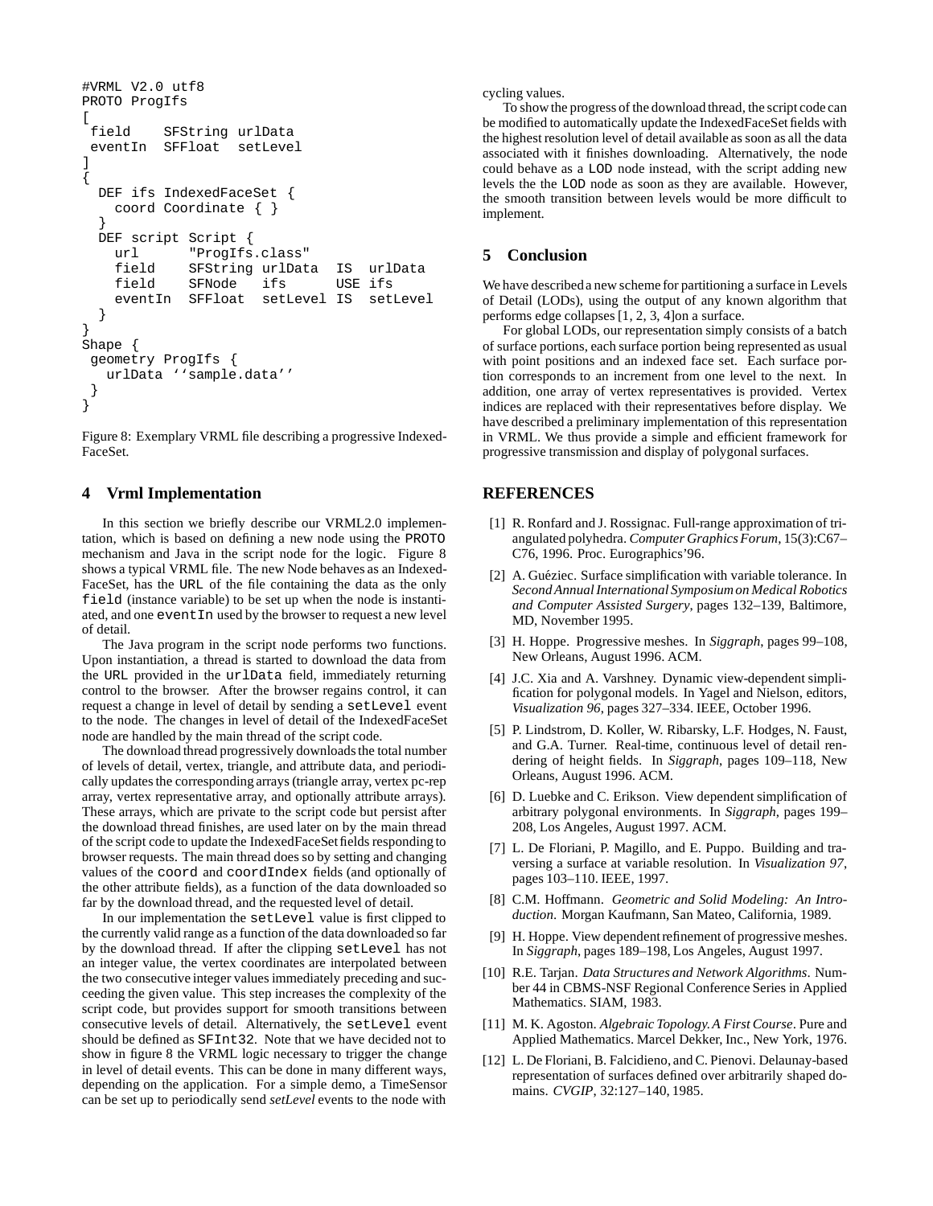```
#VRML V2.0 utf8
PROTO ProgIfs
[
 field    SFString urlData
 eventIn  SFFloat  setLevel
]
{
  DEF ifs IndexedFaceSet {
    coord Coordinate { }
  }
  DEF script Script {
    url      "ProgIfs.class"
    field    SFString urlData  IS  urlData
    field    SFNode   ifs      USE ifs
    eventIn  SFFloat  setLevel IS  setLevel
  }
}
Shape {
 geometry ProgIfs {
   urlData ''sample.data''
 }
}
```

Figure 8: Exemplary VRML file describing a progressive IndexedFaceSet.

## 4 Vrml Implementation

In this section we briefly describe our VRML2.0 implementation, which is based on defining a new node using the PROTO mechanism and Java in the script node for the logic. Figure 8 shows a typical VRML file. The new Node behaves as an IndexedFaceSet, has the URL of the file containing the data as the only field (instance variable) to be set up when the node is instantiated, and one eventIn used by the browser to request a new level of detail.

The Java program in the script node performs two functions. Upon instantiation, a thread is started to download the data from the URL provided in the urlData field, immediately returning control to the browser. After the browser regains control, it can request a change in level of detail by sending a setLevel event to the node. The changes in level of detail of the IndexedFaceSet node are handled by the main thread of the script code.

The download thread progressively downloads the total number of levels of detail, vertex, triangle, and attribute data, and periodically updates the corresponding arrays (triangle array, vertex pc-rep array, vertex representative array, and optionally attribute arrays). These arrays, which are private to the script code but persist after the download thread finishes, are used later on by the main thread of the script code to update the IndexedFaceSet fields responding to browser requests. The main thread does so by setting and changing values of the coord and coordIndex fields (and optionally of the other attribute fields), as a function of the data downloaded so far by the download thread, and the requested level of detail.

In our implementation the setLevel value is first clipped to the currently valid range as a function of the data downloaded so far by the download thread. If after the clipping setLevel has not an integer value, the vertex coordinates are interpolated between the two consecutive integer values immediately preceding and succeeding the given value. This step increases the complexity of the script code, but provides support for smooth transitions between consecutive levels of detail. Alternatively, the setLevel event should be defined as SFInt32. Note that we have decided not to show in figure 8 the VRML logic necessary to trigger the change in level of detail events. This can be done in many different ways, depending on the application. For a simple demo, a TimeSensor can be set up to periodically send *setLevel* events to the node with cycling values.

To show the progress of the download thread, the script code can be modified to automatically update the IndexedFaceSet fields with the highest resolution level of detail available as soon as all the data associated with it finishes downloading. Alternatively, the node could behave as a LOD node instead, with the script adding new levels the the LOD node as soon as they are available. However, the smooth transition between levels would be more difficult to implement.

## 5 Conclusion

We have described a new scheme for partitioning a surface in Levels of Detail (LODs), using the output of any known algorithm that performs edge collapses [1, 2, 3, 4]on a surface.

For global LODs, our representation simply consists of a batch of surface portions, each surface portion being represented as usual with point positions and an indexed face set. Each surface portion corresponds to an increment from one level to the next. In addition, one array of vertex representatives is provided. Vertex indices are replaced with their representatives before display. We have described a preliminary implementation of this representation in VRML. We thus provide a simple and efficient framework for progressive transmission and display of polygonal surfaces.

## REFERENCES

[1] R. Ronfard and J. Rossignac. Full-range approximation of triangulated polyhedra. *Computer Graphics Forum*, 15(3):C67–C76, 1996. Proc. Eurographics'96.

[2] A. Guéziec. Surface simplification with variable tolerance. In *Second Annual International Symposium on Medical Robotics and Computer Assisted Surgery*, pages 132–139, Baltimore, MD, November 1995.

[3] H. Hoppe. Progressive meshes. In *Siggraph*, pages 99–108, New Orleans, August 1996. ACM.

[4] J.C. Xia and A. Varshney. Dynamic view-dependent simplification for polygonal models. In Yagel and Nielson, editors, *Visualization 96*, pages 327–334. IEEE, October 1996.

[5] P. Lindstrom, D. Koller, W. Ribarsky, L.F. Hodges, N. Faust, and G.A. Turner. Real-time, continuous level of detail rendering of height fields. In *Siggraph*, pages 109–118, New Orleans, August 1996. ACM.

[6] D. Luebke and C. Erikson. View dependent simplification of arbitrary polygonal environments. In *Siggraph*, pages 199–208, Los Angeles, August 1997. ACM.

[7] L. De Floriani, P. Magillo, and E. Puppo. Building and traversing a surface at variable resolution. In *Visualization 97*, pages 103–110. IEEE, 1997.

[8] C.M. Hoffmann. *Geometric and Solid Modeling: An Introduction*. Morgan Kaufmann, San Mateo, California, 1989.

[9] H. Hoppe. View dependent refinement of progressive meshes. In *Siggraph*, pages 189–198, Los Angeles, August 1997.

[10] R.E. Tarjan. *Data Structures and Network Algorithms*. Number 44 in CBMS-NSF Regional Conference Series in Applied Mathematics. SIAM, 1983.

[11] M. K. Agoston. *Algebraic Topology. A First Course*. Pure and Applied Mathematics. Marcel Dekker, Inc., New York, 1976.

[12] L. De Floriani, B. Falcidieno, and C. Pienovi. Delaunay-based representation of surfaces defined over arbitrarily shaped domains. *CVGIP*, 32:127–140, 1985.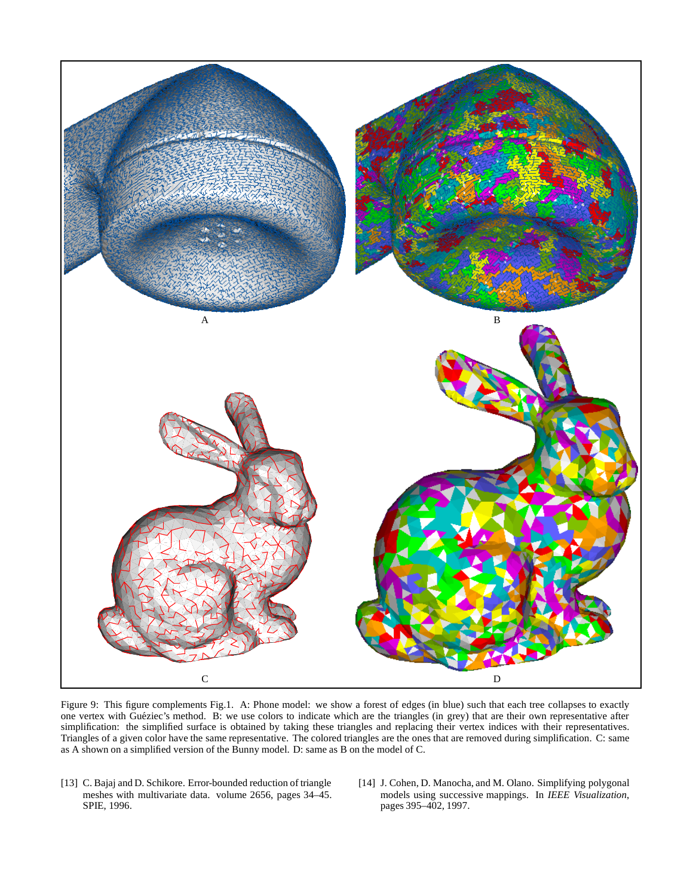A

B

C

D

Figure 9: This figure complements Fig.1. A: Phone model: we show a forest of edges (in blue) such that each tree collapses to exactly one vertex with Guéziec's method. B: we use colors to indicate which are the triangles (in grey) that are their own representative after simplification: the simplified surface is obtained by taking these triangles and replacing their vertex indices with their representatives. Triangles of a given color have the same representative. The colored triangles are the ones that are removed during simplification. C: same as A shown on a simplified version of the Bunny model. D: same as B on the model of C.

[13] C. Bajaj and D. Schikore. Error-bounded reduction of triangle meshes with multivariate data. volume 2656, pages 34–45. SPIE, 1996.

[14] J. Cohen, D. Manocha, and M. Olano. Simplifying polygonal models using successive mappings. In *IEEE Visualization*, pages 395–402, 1997.